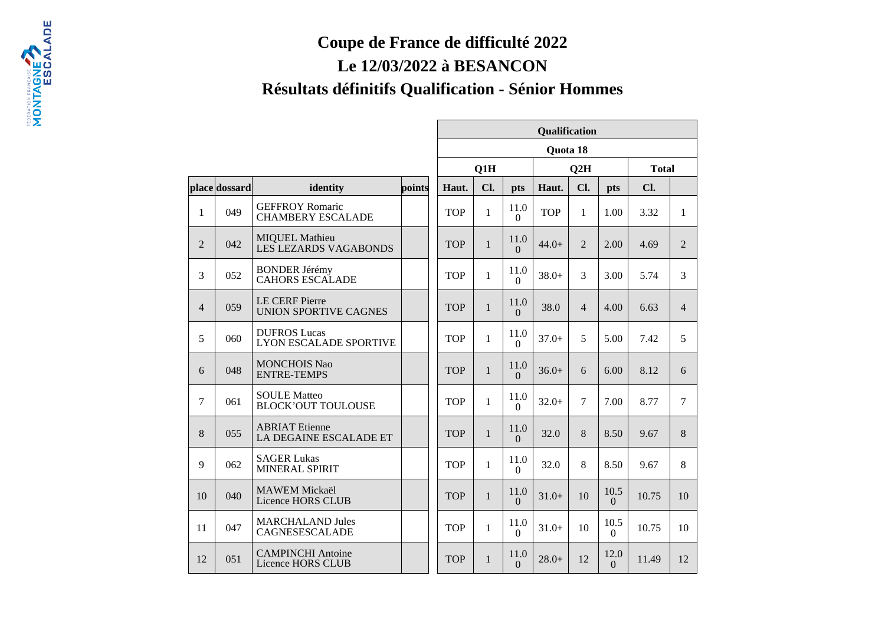# Coupe de France de difficulté 2022

## Le 12/03/2022 à BESANCON

## Résultats définitifs Qualification - Sénior Hommes

| | | | | Qualification | | | | | | | |
|---|---|---|---|---|---|---|---|---|---|---|---|
| | | | | Quota 18 | | | | | | | |
| | | | | Q1H | | | Q2H | | | Total | |
| place | dossard | identity | points | Haut. | Cl. | pts | Haut. | Cl. | pts | Cl. | |
| 1 | 049 | GEFFROY Romaric<br>CHAMBERY ESCALADE | | TOP | 1 | 11.00 | TOP | 1 | 1.00 | 3.32 | 1 |
| 2 | 042 | MIQUEL Mathieu<br>LES LEZARDS VAGABONDS | | TOP | 1 | 11.00 | 44.0+ | 2 | 2.00 | 4.69 | 2 |
| 3 | 052 | BONDER Jérémy<br>CAHORS ESCALADE | | TOP | 1 | 11.00 | 38.0+ | 3 | 3.00 | 5.74 | 3 |
| 4 | 059 | LE CERF Pierre<br>UNION SPORTIVE CAGNES | | TOP | 1 | 11.00 | 38.0 | 4 | 4.00 | 6.63 | 4 |
| 5 | 060 | DUFROS Lucas<br>LYON ESCALADE SPORTIVE | | TOP | 1 | 11.00 | 37.0+ | 5 | 5.00 | 7.42 | 5 |
| 6 | 048 | MONCHOIS Nao<br>ENTRE-TEMPS | | TOP | 1 | 11.00 | 36.0+ | 6 | 6.00 | 8.12 | 6 |
| 7 | 061 | SOULE Matteo<br>BLOCK'OUT TOULOUSE | | TOP | 1 | 11.00 | 32.0+ | 7 | 7.00 | 8.77 | 7 |
| 8 | 055 | ABRIAT Etienne<br>LA DEGAINE ESCALADE ET | | TOP | 1 | 11.00 | 32.0 | 8 | 8.50 | 9.67 | 8 |
| 9 | 062 | SAGER Lukas<br>MINERAL SPIRIT | | TOP | 1 | 11.00 | 32.0 | 8 | 8.50 | 9.67 | 8 |
| 10 | 040 | MAWEM Mickaël<br>Licence HORS CLUB | | TOP | 1 | 11.00 | 31.0+ | 10 | 10.50 | 10.75 | 10 |
| 11 | 047 | MARCHALAND Jules<br>CAGNESESCALADE | | TOP | 1 | 11.00 | 31.0+ | 10 | 10.50 | 10.75 | 10 |
| 12 | 051 | CAMPINCHI Antoine<br>Licence HORS CLUB | | TOP | 1 | 11.00 | 28.0+ | 12 | 12.00 | 11.49 | 12 |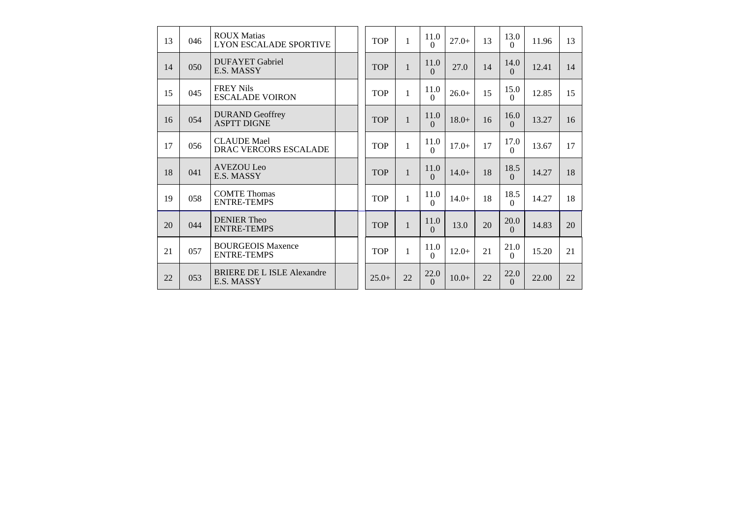| | | | | | | | | | | | |
|---|---|---|---|---|---|---|---|---|---|---|---|
| 13 | 046 | ROUX Matias<br>LYON ESCALADE SPORTIVE | | TOP | 1 | 11.00 | 27.0+ | 13 | 13.00 | 11.96 | 13 |
| 14 | 050 | DUFAYET Gabriel<br>E.S. MASSY | | TOP | 1 | 11.00 | 27.0 | 14 | 14.00 | 12.41 | 14 |
| 15 | 045 | FREY Nils<br>ESCALADE VOIRON | | TOP | 1 | 11.00 | 26.0+ | 15 | 15.00 | 12.85 | 15 |
| 16 | 054 | DURAND Geoffrey<br>ASPTT DIGNE | | TOP | 1 | 11.00 | 18.0+ | 16 | 16.00 | 13.27 | 16 |
| 17 | 056 | CLAUDE Mael<br>DRAC VERCORS ESCALADE | | TOP | 1 | 11.00 | 17.0+ | 17 | 17.00 | 13.67 | 17 |
| 18 | 041 | AVEZOU Leo<br>E.S. MASSY | | TOP | 1 | 11.00 | 14.0+ | 18 | 18.50 | 14.27 | 18 |
| 19 | 058 | COMTE Thomas<br>ENTRE-TEMPS | | TOP | 1 | 11.00 | 14.0+ | 18 | 18.50 | 14.27 | 18 |
| 20 | 044 | DENIER Theo<br>ENTRE-TEMPS | | TOP | 1 | 11.00 | 13.0 | 20 | 20.00 | 14.83 | 20 |
| 21 | 057 | BOURGEOIS Maxence<br>ENTRE-TEMPS | | TOP | 1 | 11.00 | 12.0+ | 21 | 21.00 | 15.20 | 21 |
| 22 | 053 | BRIERE DE L ISLE Alexandre<br>E.S. MASSY | | 25.0+ | 22 | 22.00 | 10.0+ | 22 | 22.00 | 22.00 | 22 |